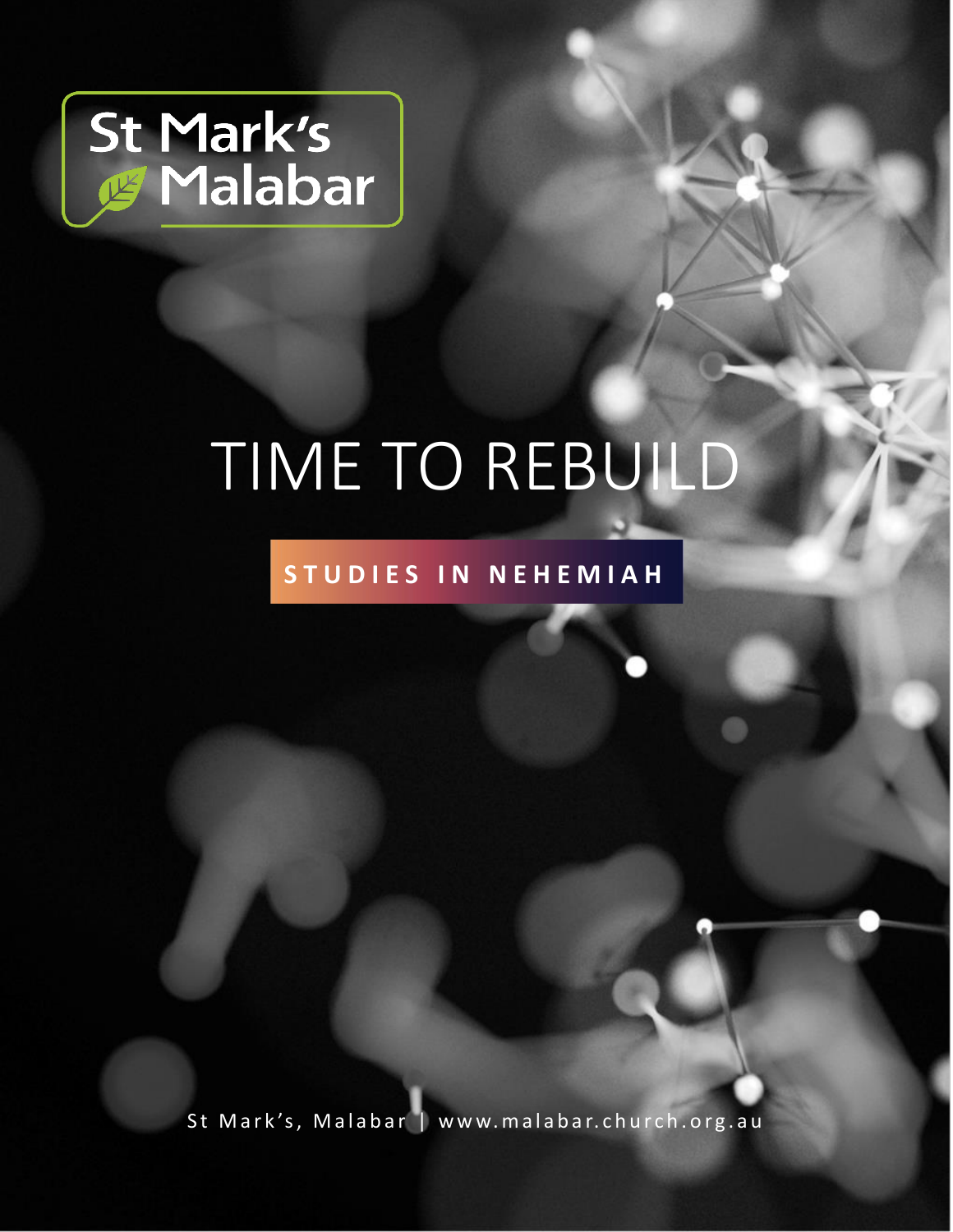St Mark's Malabar

# TIME TO REBUILD

## STUDIES IN NEHEMIAH

St Mark's, Malabar | www.malabar.church.org.au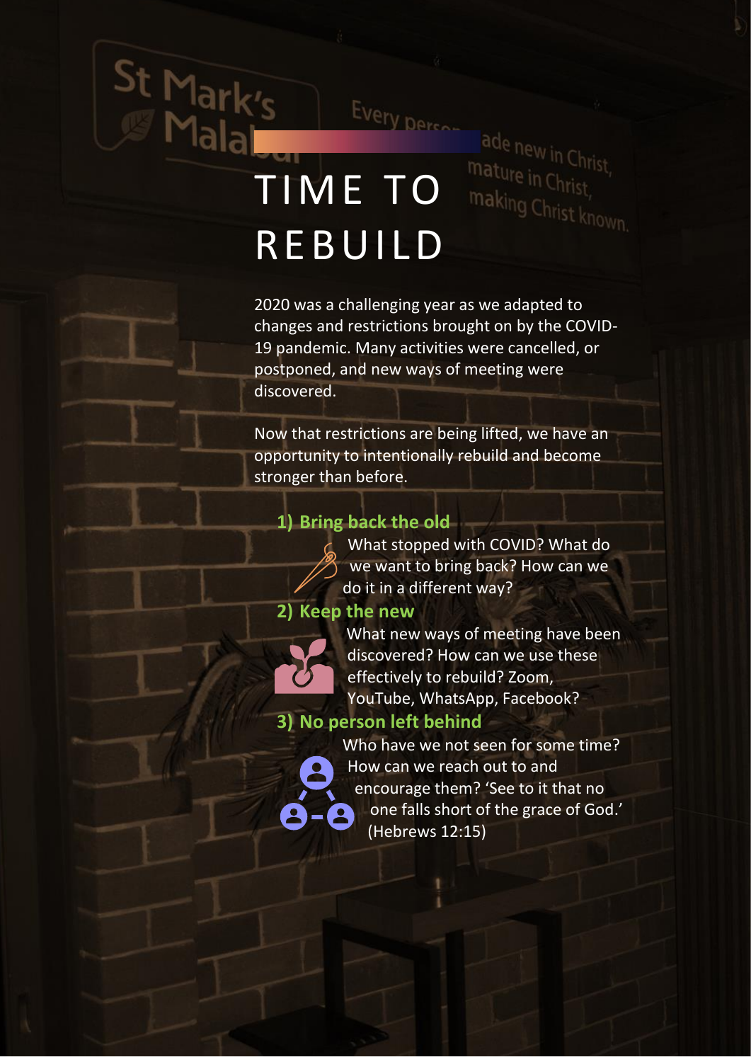# TIME TO REBUILD

2020 was a challenging year as we adapted to changes and restrictions brought on by the COVID-19 pandemic. Many activities were cancelled, or postponed, and new ways of meeting were discovered.

Now that restrictions are being lifted, we have an opportunity to intentionally rebuild and become stronger than before.

### 1) Bring back the old

What stopped with COVID? What do we want to bring back? How can we do it in a different way?

### 2) Keep the new

What new ways of meeting have been discovered? How can we use these effectively to rebuild? Zoom, YouTube, WhatsApp, Facebook?

### 3) No person left behind

Who have we not seen for some time? How can we reach out to and encourage them? 'See to it that no one falls short of the grace of God.' (Hebrews 12:15)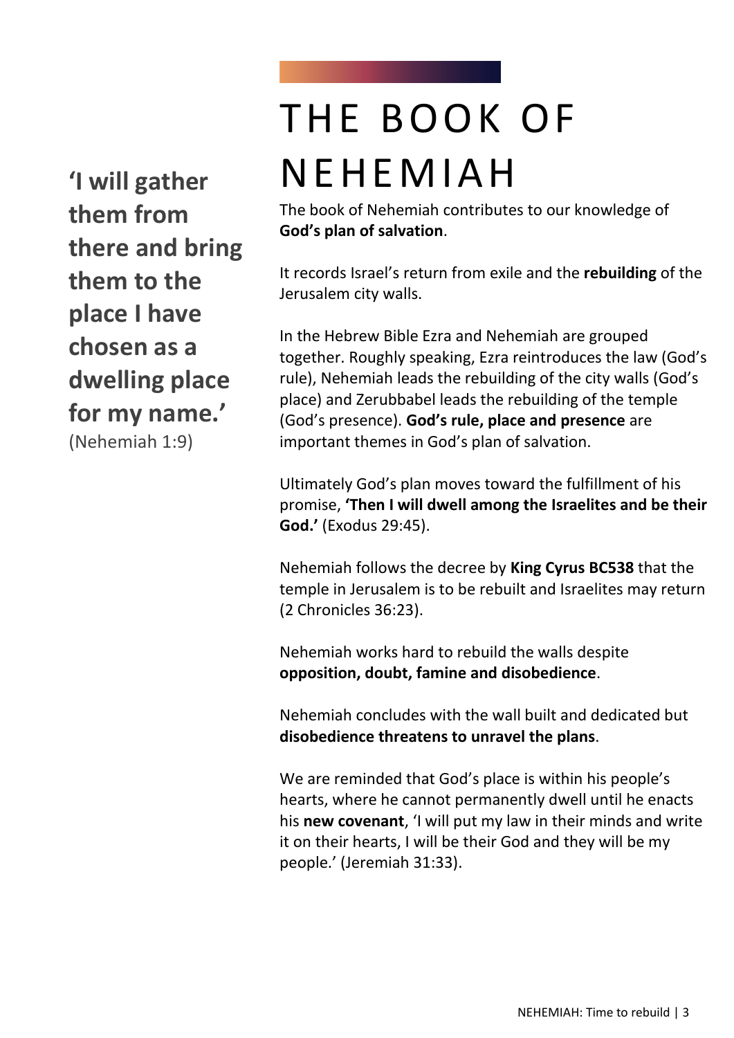# THE BOOK OF NEHEMIAH

**'I will gather them from there and bring them to the place I have chosen as a dwelling place for my name.'**
(Nehemiah 1:9)

The book of Nehemiah contributes to our knowledge of **God's plan of salvation**.

It records Israel's return from exile and the **rebuilding** of the Jerusalem city walls.

In the Hebrew Bible Ezra and Nehemiah are grouped together. Roughly speaking, Ezra reintroduces the law (God's rule), Nehemiah leads the rebuilding of the city walls (God's place) and Zerubbabel leads the rebuilding of the temple (God's presence). **God's rule, place and presence** are important themes in God's plan of salvation.

Ultimately God's plan moves toward the fulfillment of his promise, **'Then I will dwell among the Israelites and be their God.'** (Exodus 29:45).

Nehemiah follows the decree by **King Cyrus BC538** that the temple in Jerusalem is to be rebuilt and Israelites may return (2 Chronicles 36:23).

Nehemiah works hard to rebuild the walls despite **opposition, doubt, famine and disobedience**.

Nehemiah concludes with the wall built and dedicated but **disobedience threatens to unravel the plans**.

We are reminded that God's place is within his people's hearts, where he cannot permanently dwell until he enacts his **new covenant**, 'I will put my law in their minds and write it on their hearts, I will be their God and they will be my people.' (Jeremiah 31:33).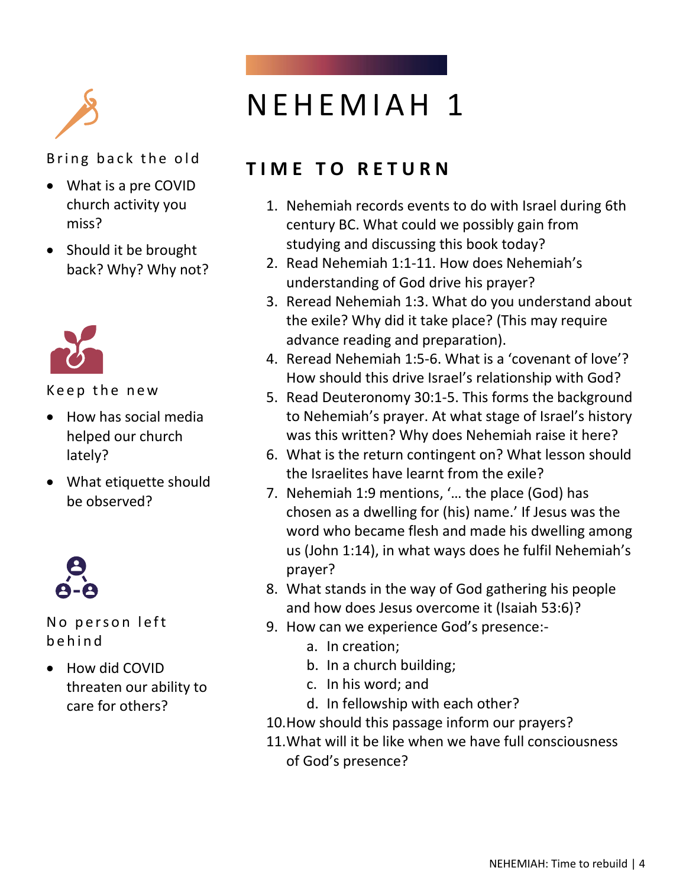# NEHEMIAH 1

## TIME TO RETURN

1. Nehemiah records events to do with Israel during 6th century BC. What could we possibly gain from studying and discussing this book today?
2. Read Nehemiah 1:1-11. How does Nehemiah's understanding of God drive his prayer?
3. Reread Nehemiah 1:3. What do you understand about the exile? Why did it take place? (This may require advance reading and preparation).
4. Reread Nehemiah 1:5-6. What is a 'covenant of love'? How should this drive Israel's relationship with God?
5. Read Deuteronomy 30:1-5. This forms the background to Nehemiah's prayer. At what stage of Israel's history was this written? Why does Nehemiah raise it here?
6. What is the return contingent on? What lesson should the Israelites have learnt from the exile?
7. Nehemiah 1:9 mentions, '… the place (God) has chosen as a dwelling for (his) name.' If Jesus was the word who became flesh and made his dwelling among us (John 1:14), in what ways does he fulfil Nehemiah's prayer?
8. What stands in the way of God gathering his people and how does Jesus overcome it (Isaiah 53:6)?
9. How can we experience God's presence:-
   a. In creation;
   b. In a church building;
   c. In his word; and
   d. In fellowship with each other?
10. How should this passage inform our prayers?
11. What will it be like when we have full consciousness of God's presence?

### Bring back the old

- What is a pre COVID church activity you miss?
- Should it be brought back? Why? Why not?

### Keep the new

- How has social media helped our church lately?
- What etiquette should be observed?

### No person left behind

- How did COVID threaten our ability to care for others?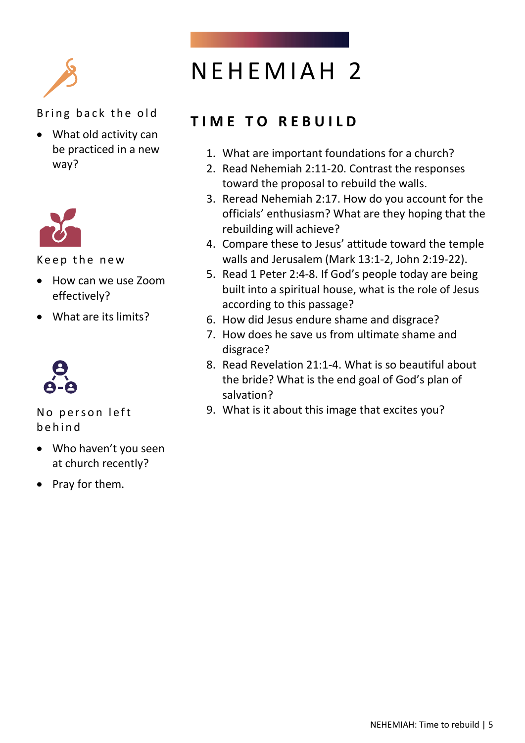# NEHEMIAH 2

## TIME TO REBUILD

1. What are important foundations for a church?
2. Read Nehemiah 2:11-20. Contrast the responses toward the proposal to rebuild the walls.
3. Reread Nehemiah 2:17. How do you account for the officials' enthusiasm? What are they hoping that the rebuilding will achieve?
4. Compare these to Jesus' attitude toward the temple walls and Jerusalem (Mark 13:1-2, John 2:19-22).
5. Read 1 Peter 2:4-8. If God's people today are being built into a spiritual house, what is the role of Jesus according to this passage?
6. How did Jesus endure shame and disgrace?
7. How does he save us from ultimate shame and disgrace?
8. Read Revelation 21:1-4. What is so beautiful about the bride? What is the end goal of God's plan of salvation?
9. What is it about this image that excites you?

### Bring back the old

- What old activity can be practiced in a new way?

### Keep the new

- How can we use Zoom effectively?
- What are its limits?

### No person left behind

- Who haven't you seen at church recently?
- Pray for them.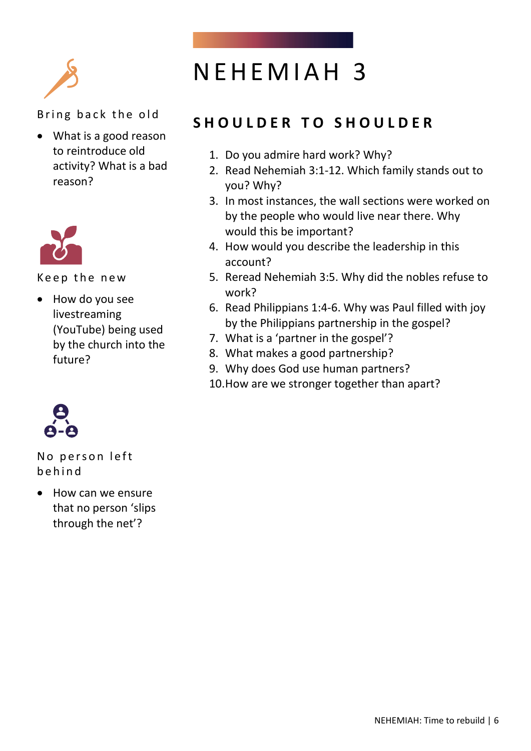# NEHEMIAH 3

## SHOULDER TO SHOULDER

1. Do you admire hard work? Why?
2. Read Nehemiah 3:1-12. Which family stands out to you? Why?
3. In most instances, the wall sections were worked on by the people who would live near there. Why would this be important?
4. How would you describe the leadership in this account?
5. Reread Nehemiah 3:5. Why did the nobles refuse to work?
6. Read Philippians 1:4-6. Why was Paul filled with joy by the Philippians partnership in the gospel?
7. What is a 'partner in the gospel'?
8. What makes a good partnership?
9. Why does God use human partners?
10. How are we stronger together than apart?

### Bring back the old

- What is a good reason to reintroduce old activity? What is a bad reason?

### Keep the new

- How do you see livestreaming (YouTube) being used by the church into the future?

### No person left behind

- How can we ensure that no person 'slips through the net'?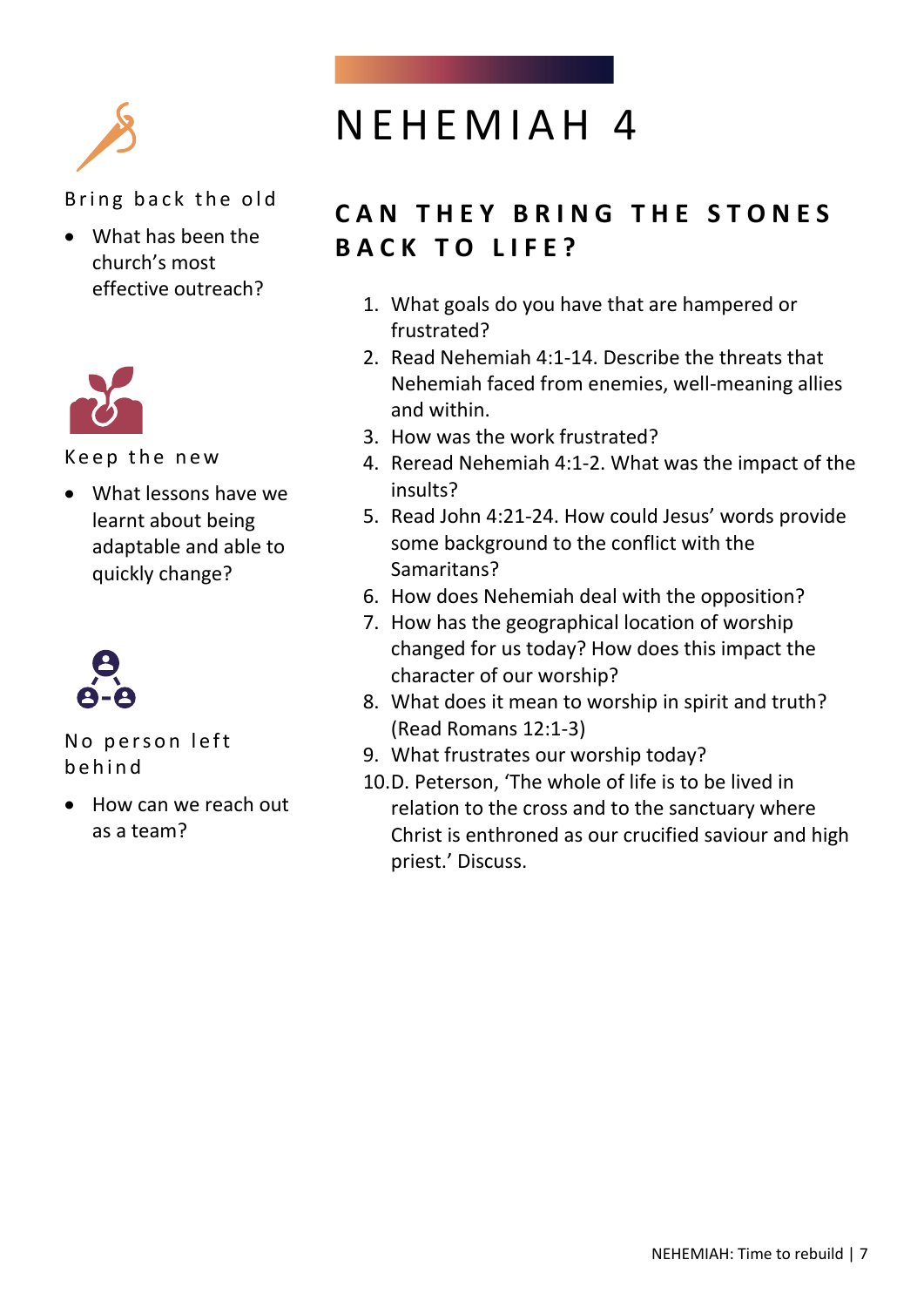# NEHEMIAH 4

## CAN THEY BRING THE STONES BACK TO LIFE?

1. What goals do you have that are hampered or frustrated?
2. Read Nehemiah 4:1-14. Describe the threats that Nehemiah faced from enemies, well-meaning allies and within.
3. How was the work frustrated?
4. Reread Nehemiah 4:1-2. What was the impact of the insults?
5. Read John 4:21-24. How could Jesus' words provide some background to the conflict with the Samaritans?
6. How does Nehemiah deal with the opposition?
7. How has the geographical location of worship changed for us today? How does this impact the character of our worship?
8. What does it mean to worship in spirit and truth? (Read Romans 12:1-3)
9. What frustrates our worship today?
10. D. Peterson, 'The whole of life is to be lived in relation to the cross and to the sanctuary where Christ is enthroned as our crucified saviour and high priest.' Discuss.

### Bring back the old

- What has been the church's most effective outreach?

### Keep the new

- What lessons have we learnt about being adaptable and able to quickly change?

### No person left behind

- How can we reach out as a team?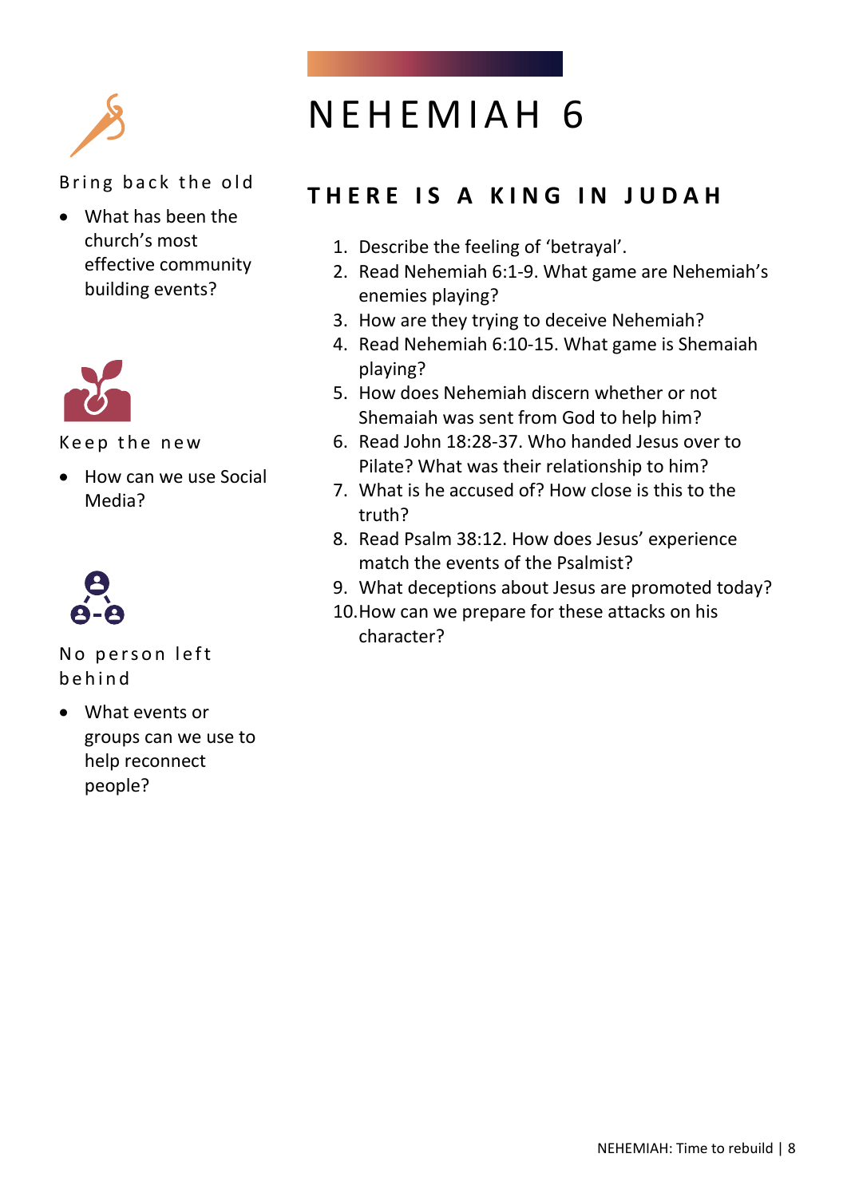# NEHEMIAH 6

## THERE IS A KING IN JUDAH

1. Describe the feeling of 'betrayal'.
2. Read Nehemiah 6:1-9. What game are Nehemiah's enemies playing?
3. How are they trying to deceive Nehemiah?
4. Read Nehemiah 6:10-15. What game is Shemaiah playing?
5. How does Nehemiah discern whether or not Shemaiah was sent from God to help him?
6. Read John 18:28-37. Who handed Jesus over to Pilate? What was their relationship to him?
7. What is he accused of? How close is this to the truth?
8. Read Psalm 38:12. How does Jesus' experience match the events of the Psalmist?
9. What deceptions about Jesus are promoted today?
10. How can we prepare for these attacks on his character?

### Bring back the old

- What has been the church's most effective community building events?

### Keep the new

- How can we use Social Media?

### No person left behind

- What events or groups can we use to help reconnect people?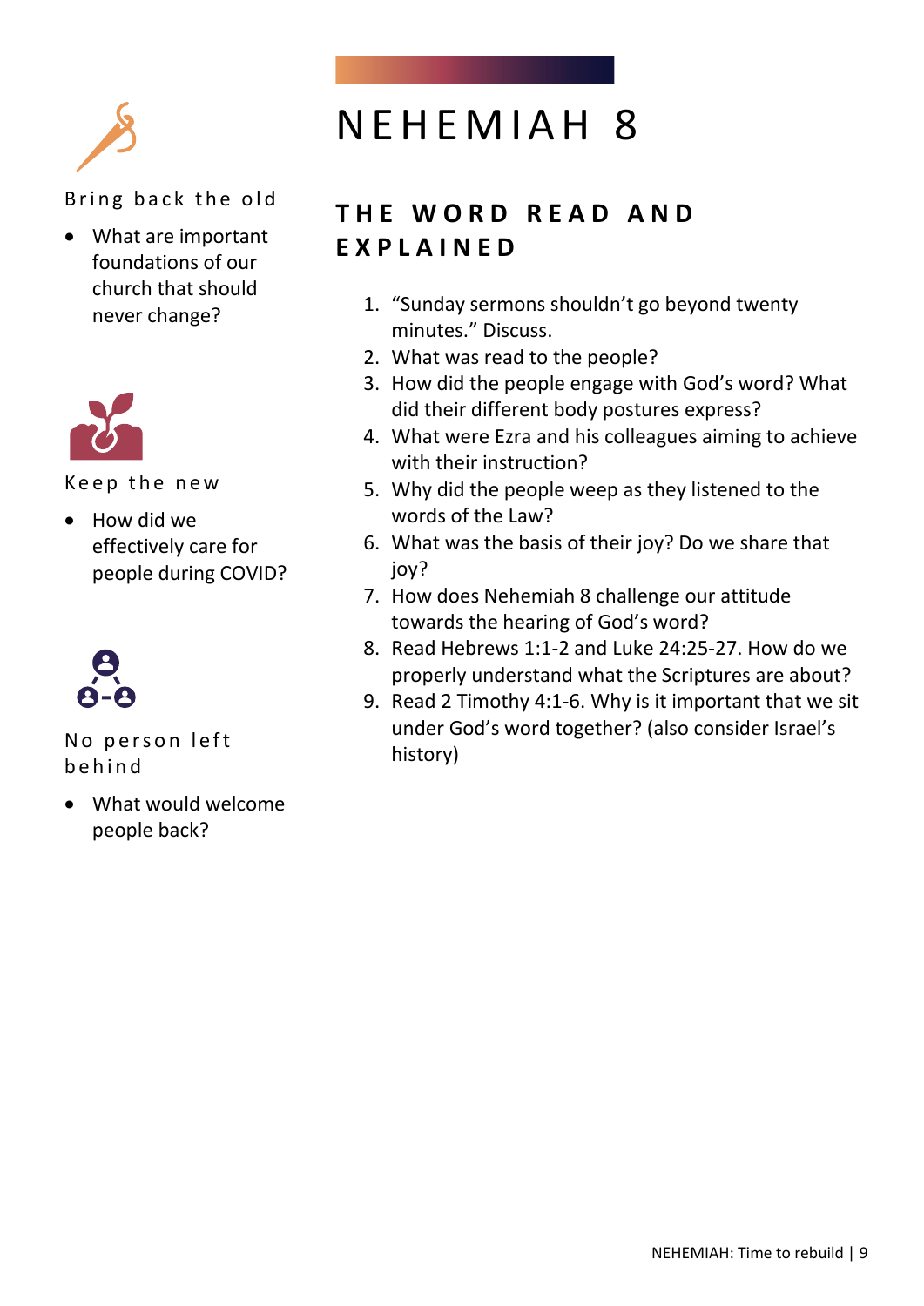# NEHEMIAH 8

## THE WORD READ AND EXPLAINED

1. "Sunday sermons shouldn't go beyond twenty minutes." Discuss.
2. What was read to the people?
3. How did the people engage with God's word? What did their different body postures express?
4. What were Ezra and his colleagues aiming to achieve with their instruction?
5. Why did the people weep as they listened to the words of the Law?
6. What was the basis of their joy? Do we share that joy?
7. How does Nehemiah 8 challenge our attitude towards the hearing of God's word?
8. Read Hebrews 1:1-2 and Luke 24:25-27. How do we properly understand what the Scriptures are about?
9. Read 2 Timothy 4:1-6. Why is it important that we sit under God's word together? (also consider Israel's history)

Bring back the old

- What are important foundations of our church that should never change?

Keep the new

- How did we effectively care for people during COVID?

No person left behind

- What would welcome people back?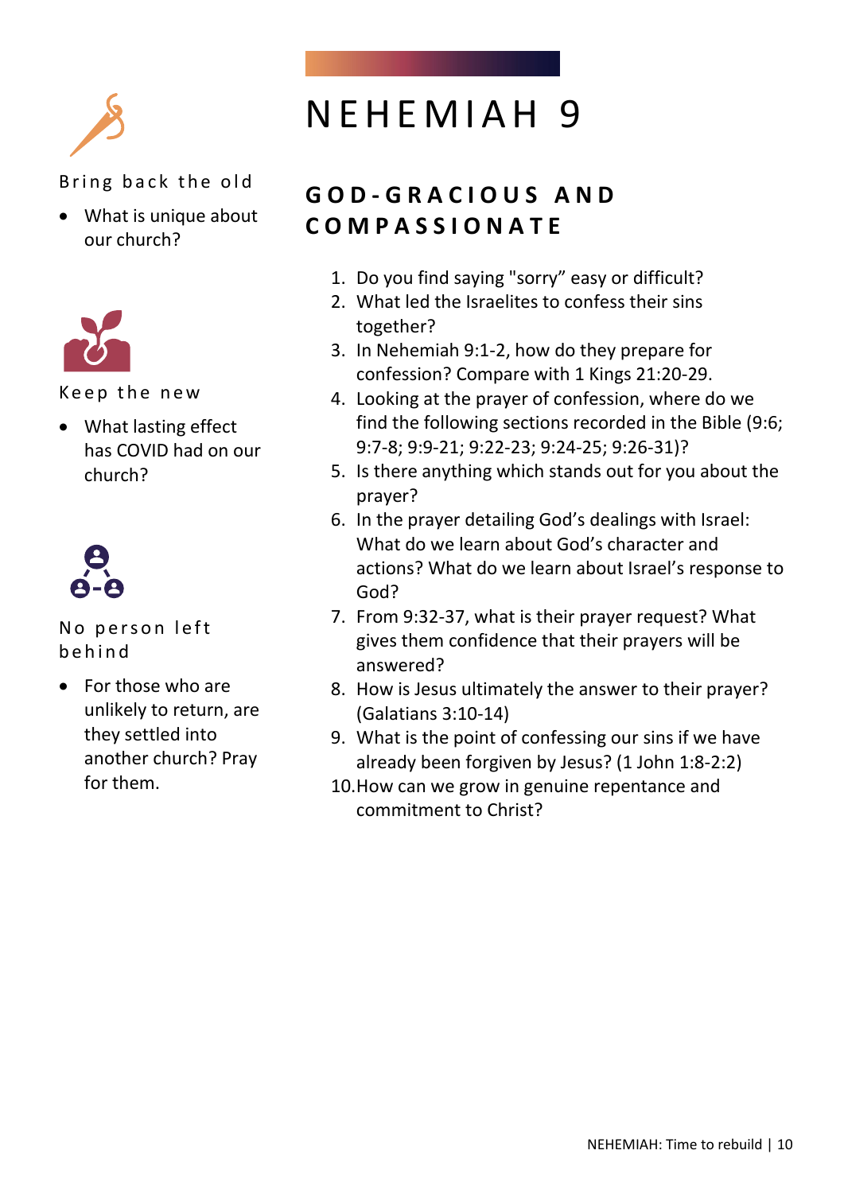# NEHEMIAH 9

## GOD-GRACIOUS AND COMPASSIONATE

1. Do you find saying "sorry" easy or difficult?
2. What led the Israelites to confess their sins together?
3. In Nehemiah 9:1-2, how do they prepare for confession? Compare with 1 Kings 21:20-29.
4. Looking at the prayer of confession, where do we find the following sections recorded in the Bible (9:6; 9:7-8; 9:9-21; 9:22-23; 9:24-25; 9:26-31)?
5. Is there anything which stands out for you about the prayer?
6. In the prayer detailing God's dealings with Israel: What do we learn about God's character and actions? What do we learn about Israel's response to God?
7. From 9:32-37, what is their prayer request? What gives them confidence that their prayers will be answered?
8. How is Jesus ultimately the answer to their prayer? (Galatians 3:10-14)
9. What is the point of confessing our sins if we have already been forgiven by Jesus? (1 John 1:8-2:2)
10. How can we grow in genuine repentance and commitment to Christ?

Bring back the old

- What is unique about our church?

Keep the new

- What lasting effect has COVID had on our church?

No person left behind

- For those who are unlikely to return, are they settled into another church? Pray for them.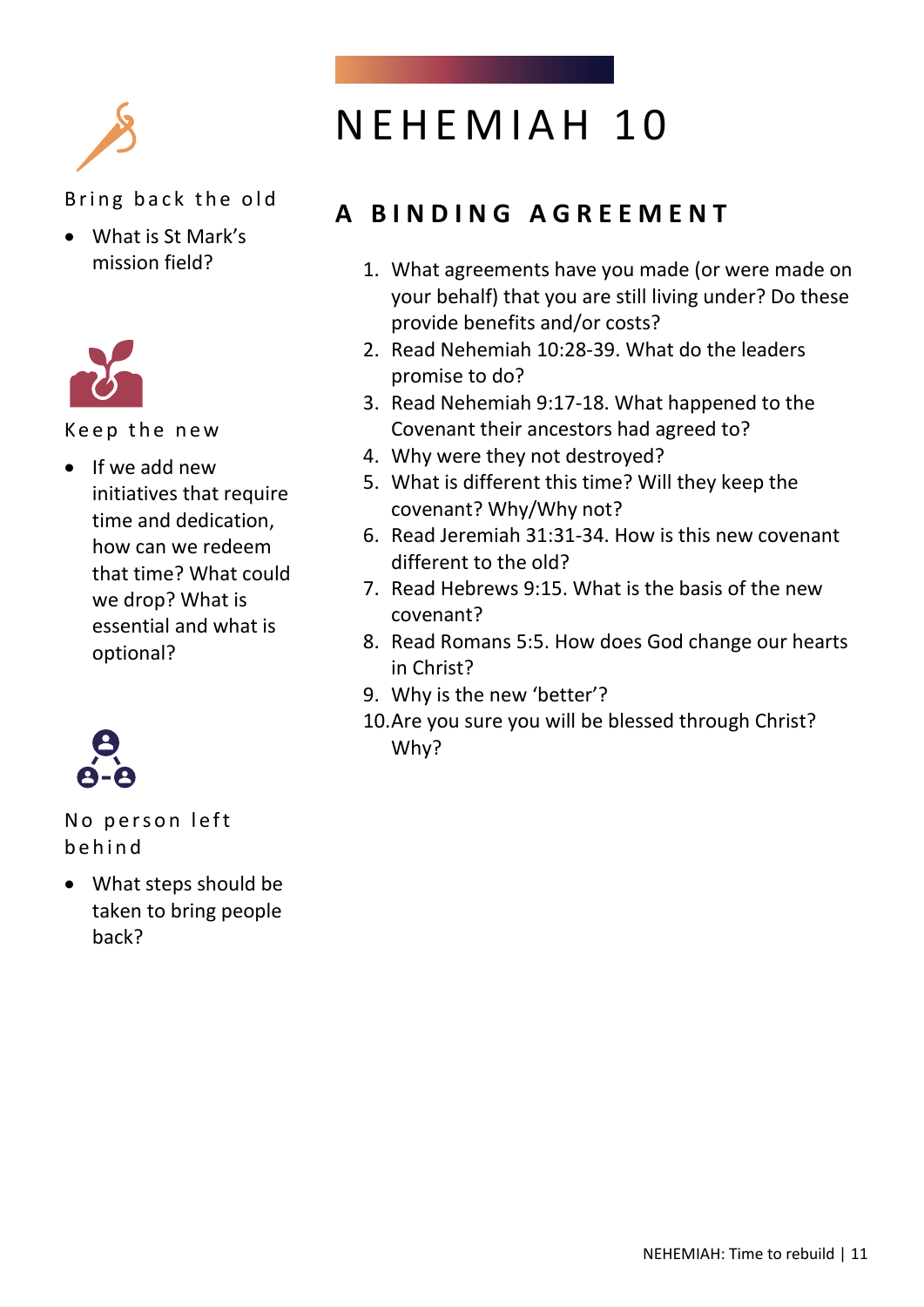# NEHEMIAH 10

## A BINDING AGREEMENT

1. What agreements have you made (or were made on your behalf) that you are still living under? Do these provide benefits and/or costs?
2. Read Nehemiah 10:28-39. What do the leaders promise to do?
3. Read Nehemiah 9:17-18. What happened to the Covenant their ancestors had agreed to?
4. Why were they not destroyed?
5. What is different this time? Will they keep the covenant? Why/Why not?
6. Read Jeremiah 31:31-34. How is this new covenant different to the old?
7. Read Hebrews 9:15. What is the basis of the new covenant?
8. Read Romans 5:5. How does God change our hearts in Christ?
9. Why is the new 'better'?
10. Are you sure you will be blessed through Christ? Why?

### Bring back the old

- What is St Mark's mission field?

### Keep the new

- If we add new initiatives that require time and dedication, how can we redeem that time? What could we drop? What is essential and what is optional?

### No person left behind

- What steps should be taken to bring people back?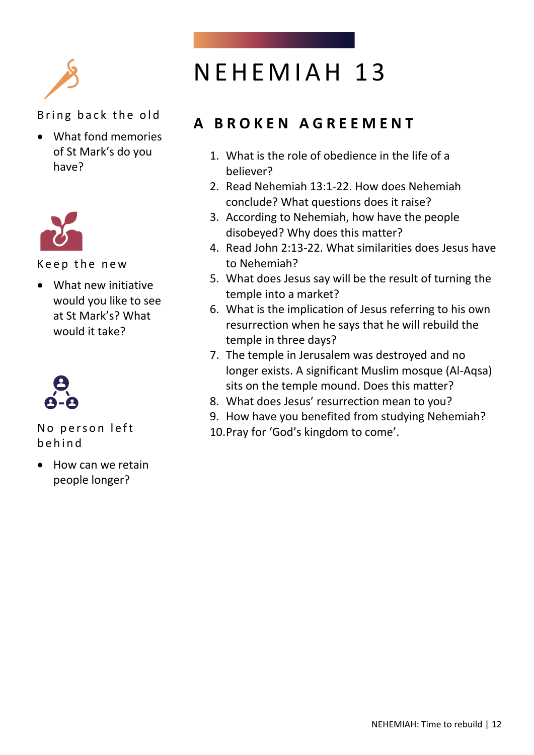# NEHEMIAH 13

## A BROKEN AGREEMENT

1. What is the role of obedience in the life of a believer?
2. Read Nehemiah 13:1-22. How does Nehemiah conclude? What questions does it raise?
3. According to Nehemiah, how have the people disobeyed? Why does this matter?
4. Read John 2:13-22. What similarities does Jesus have to Nehemiah?
5. What does Jesus say will be the result of turning the temple into a market?
6. What is the implication of Jesus referring to his own resurrection when he says that he will rebuild the temple in three days?
7. The temple in Jerusalem was destroyed and no longer exists. A significant Muslim mosque (Al-Aqsa) sits on the temple mound. Does this matter?
8. What does Jesus' resurrection mean to you?
9. How have you benefited from studying Nehemiah?
10. Pray for 'God's kingdom to come'.

### Bring back the old

- What fond memories of St Mark's do you have?

### Keep the new

- What new initiative would you like to see at St Mark's? What would it take?

### No person left behind

- How can we retain people longer?